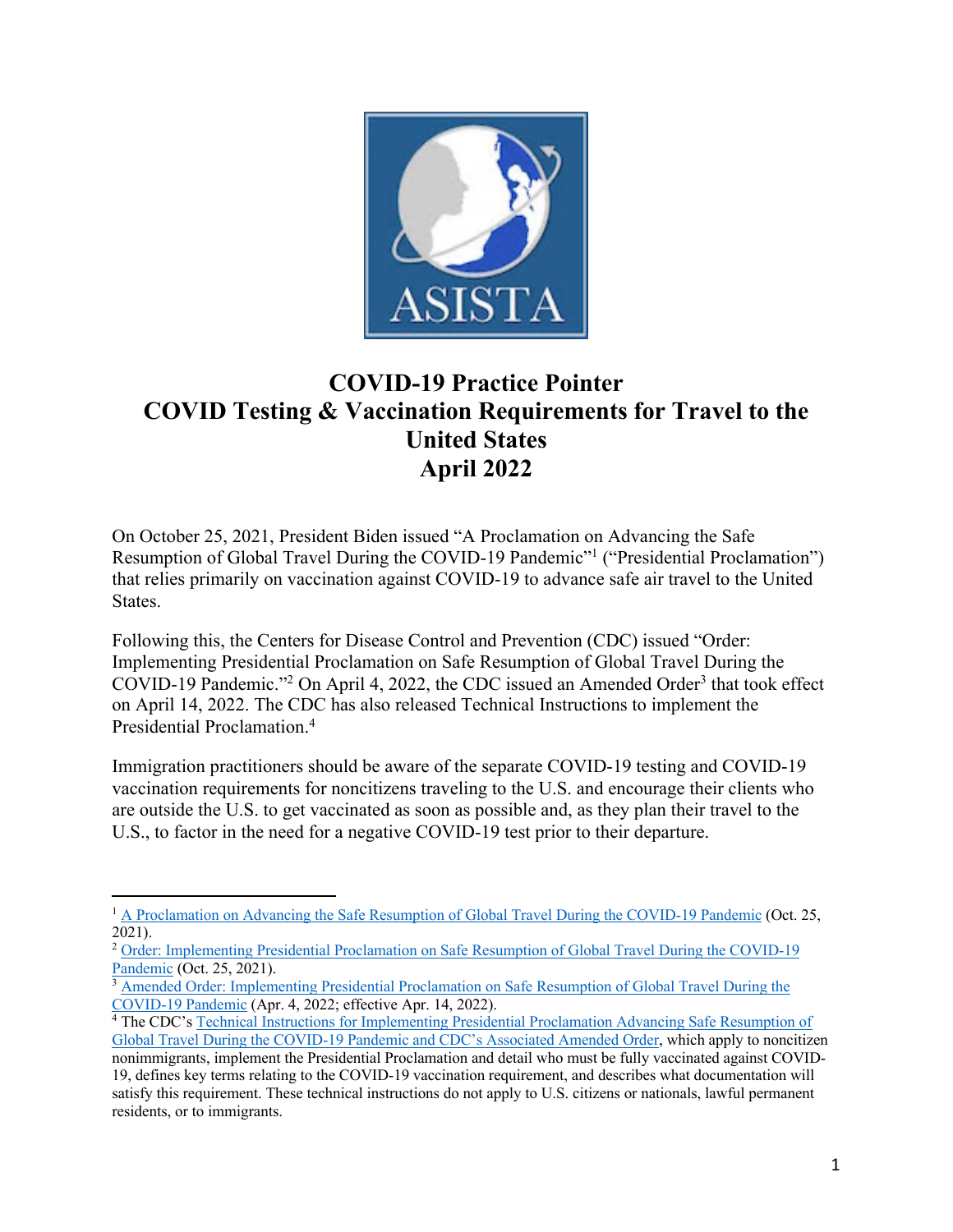# COVID-19 Practice Pointer
# COVID Testing & Vaccination Requirements for Travel to the United States
# April 2022

On October 25, 2021, President Biden issued "A Proclamation on Advancing the Safe Resumption of Global Travel During the COVID-19 Pandemic"[1] ("Presidential Proclamation") that relies primarily on vaccination against COVID-19 to advance safe air travel to the United States.

Following this, the Centers for Disease Control and Prevention (CDC) issued "Order: Implementing Presidential Proclamation on Safe Resumption of Global Travel During the COVID-19 Pandemic."[2] On April 4, 2022, the CDC issued an Amended Order[3] that took effect on April 14, 2022. The CDC has also released Technical Instructions to implement the Presidential Proclamation.[4]

Immigration practitioners should be aware of the separate COVID-19 testing and COVID-19 vaccination requirements for noncitizens traveling to the U.S. and encourage their clients who are outside the U.S. to get vaccinated as soon as possible and, as they plan their travel to the U.S., to factor in the need for a negative COVID-19 test prior to their departure.

---

[1] A Proclamation on Advancing the Safe Resumption of Global Travel During the COVID-19 Pandemic (Oct. 25, 2021).

[2] Order: Implementing Presidential Proclamation on Safe Resumption of Global Travel During the COVID-19 Pandemic (Oct. 25, 2021).

[3] Amended Order: Implementing Presidential Proclamation on Safe Resumption of Global Travel During the COVID-19 Pandemic (Apr. 4, 2022; effective Apr. 14, 2022).

[4] The CDC's Technical Instructions for Implementing Presidential Proclamation Advancing Safe Resumption of Global Travel During the COVID-19 Pandemic and CDC's Associated Amended Order, which apply to noncitizen nonimmigrants, implement the Presidential Proclamation and detail who must be fully vaccinated against COVID-19, defines key terms relating to the COVID-19 vaccination requirement, and describes what documentation will satisfy this requirement. These technical instructions do not apply to U.S. citizens or nationals, lawful permanent residents, or to immigrants.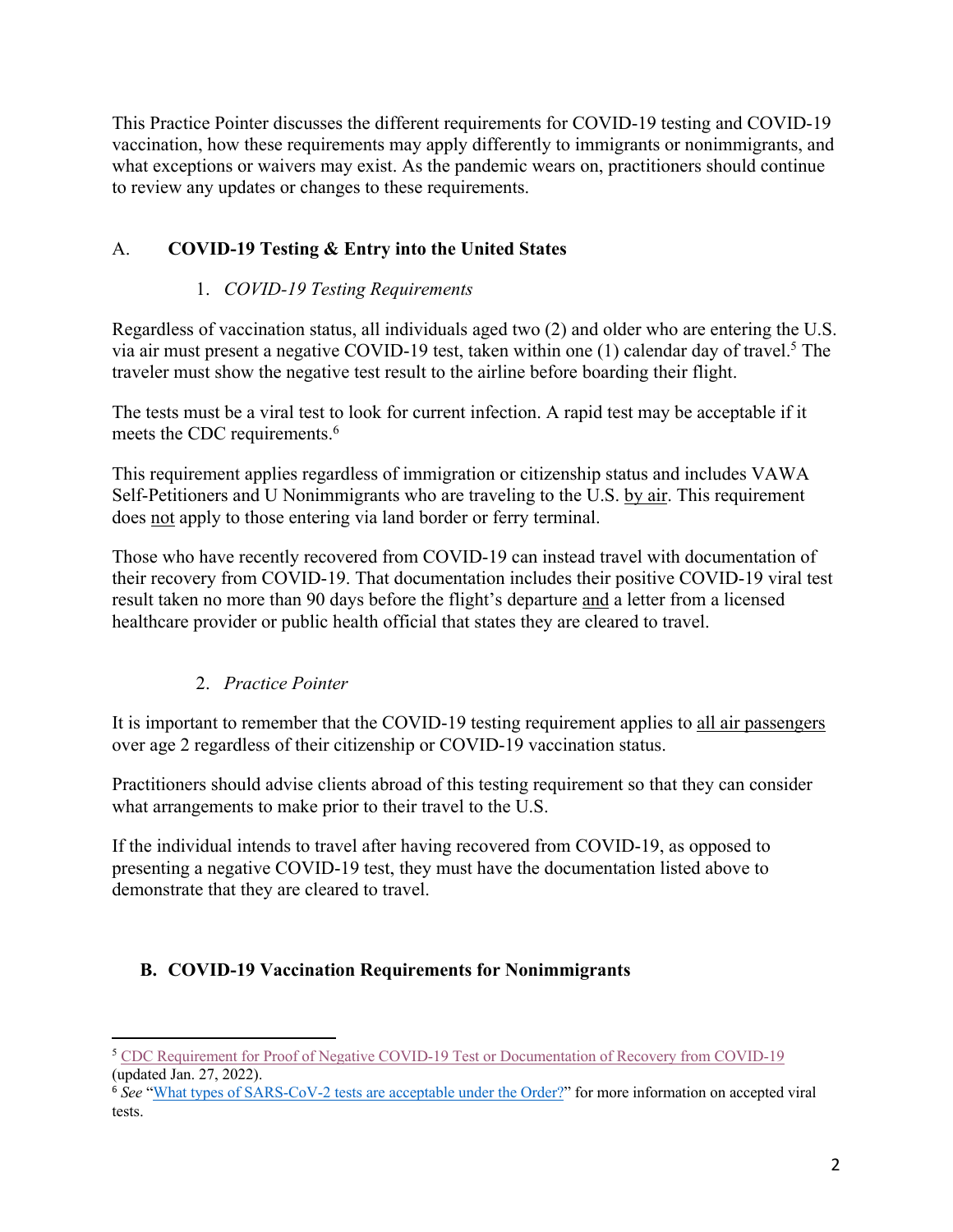This Practice Pointer discusses the different requirements for COVID-19 testing and COVID-19 vaccination, how these requirements may apply differently to immigrants or nonimmigrants, and what exceptions or waivers may exist. As the pandemic wears on, practitioners should continue to review any updates or changes to these requirements.

## A. COVID-19 Testing & Entry into the United States

### 1. *COVID-19 Testing Requirements*

Regardless of vaccination status, all individuals aged two (2) and older who are entering the U.S. via air must present a negative COVID-19 test, taken within one (1) calendar day of travel.[5] The traveler must show the negative test result to the airline before boarding their flight.

The tests must be a viral test to look for current infection. A rapid test may be acceptable if it meets the CDC requirements.[6]

This requirement applies regardless of immigration or citizenship status and includes VAWA Self-Petitioners and U Nonimmigrants who are traveling to the U.S. <u>by air</u>. This requirement does <u>not</u> apply to those entering via land border or ferry terminal.

Those who have recently recovered from COVID-19 can instead travel with documentation of their recovery from COVID-19. That documentation includes their positive COVID-19 viral test result taken no more than 90 days before the flight's departure <u>and</u> a letter from a licensed healthcare provider or public health official that states they are cleared to travel.

### 2. *Practice Pointer*

It is important to remember that the COVID-19 testing requirement applies to <u>all air passengers</u> over age 2 regardless of their citizenship or COVID-19 vaccination status.

Practitioners should advise clients abroad of this testing requirement so that they can consider what arrangements to make prior to their travel to the U.S.

If the individual intends to travel after having recovered from COVID-19, as opposed to presenting a negative COVID-19 test, they must have the documentation listed above to demonstrate that they are cleared to travel.

## B. COVID-19 Vaccination Requirements for Nonimmigrants

---

[5] CDC Requirement for Proof of Negative COVID-19 Test or Documentation of Recovery from COVID-19 (updated Jan. 27, 2022).

[6] *See* "What types of SARS-CoV-2 tests are acceptable under the Order?" for more information on accepted viral tests.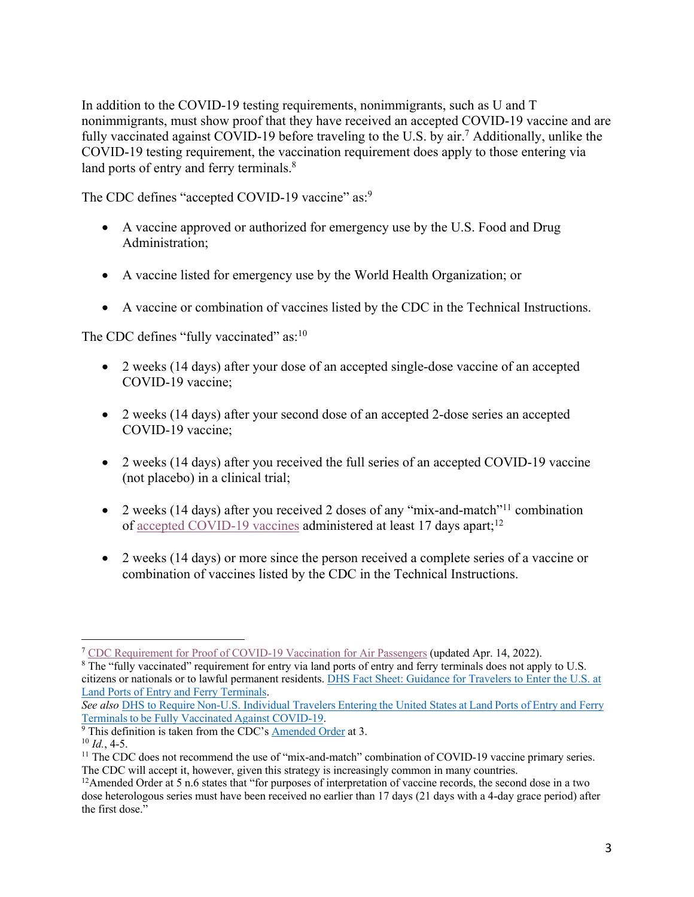In addition to the COVID-19 testing requirements, nonimmigrants, such as U and T nonimmigrants, must show proof that they have received an accepted COVID-19 vaccine and are fully vaccinated against COVID-19 before traveling to the U.S. by air.[7] Additionally, unlike the COVID-19 testing requirement, the vaccination requirement does apply to those entering via land ports of entry and ferry terminals.[8]

The CDC defines "accepted COVID-19 vaccine" as:[9]

- A vaccine approved or authorized for emergency use by the U.S. Food and Drug Administration;
- A vaccine listed for emergency use by the World Health Organization; or
- A vaccine or combination of vaccines listed by the CDC in the Technical Instructions.

The CDC defines "fully vaccinated" as:[10]

- 2 weeks (14 days) after your dose of an accepted single-dose vaccine of an accepted COVID-19 vaccine;
- 2 weeks (14 days) after your second dose of an accepted 2-dose series an accepted COVID-19 vaccine;
- 2 weeks (14 days) after you received the full series of an accepted COVID-19 vaccine (not placebo) in a clinical trial;
- 2 weeks (14 days) after you received 2 doses of any "mix-and-match"[11] combination of accepted COVID-19 vaccines administered at least 17 days apart;[12]
- 2 weeks (14 days) or more since the person received a complete series of a vaccine or combination of vaccines listed by the CDC in the Technical Instructions.

---

[7] CDC Requirement for Proof of COVID-19 Vaccination for Air Passengers (updated Apr. 14, 2022).

[8] The "fully vaccinated" requirement for entry via land ports of entry and ferry terminals does not apply to U.S. citizens or nationals or to lawful permanent residents. DHS Fact Sheet: Guidance for Travelers to Enter the U.S. at Land Ports of Entry and Ferry Terminals. *See also* DHS to Require Non-U.S. Individual Travelers Entering the United States at Land Ports of Entry and Ferry Terminals to be Fully Vaccinated Against COVID-19.

[9] This definition is taken from the CDC's Amended Order at 3.

[10] *Id.*, 4-5.

[11] The CDC does not recommend the use of "mix-and-match" combination of COVID-19 vaccine primary series. The CDC will accept it, however, given this strategy is increasingly common in many countries.

[12] Amended Order at 5 n.6 states that "for purposes of interpretation of vaccine records, the second dose in a two dose heterologous series must have been received no earlier than 17 days (21 days with a 4-day grace period) after the first dose."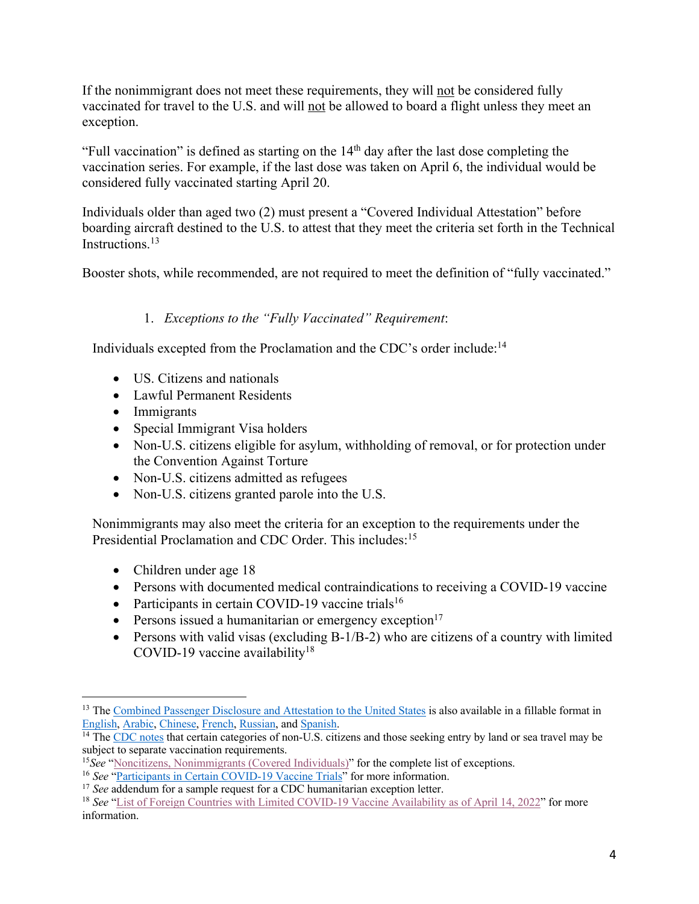If the nonimmigrant does not meet these requirements, they will not be considered fully vaccinated for travel to the U.S. and will not be allowed to board a flight unless they meet an exception.

"Full vaccination" is defined as starting on the 14th day after the last dose completing the vaccination series. For example, if the last dose was taken on April 6, the individual would be considered fully vaccinated starting April 20.

Individuals older than aged two (2) must present a "Covered Individual Attestation" before boarding aircraft destined to the U.S. to attest that they meet the criteria set forth in the Technical Instructions.[13]

Booster shots, while recommended, are not required to meet the definition of "fully vaccinated."

1. *Exceptions to the "Fully Vaccinated" Requirement*:

Individuals excepted from the Proclamation and the CDC's order include:[14]

- US. Citizens and nationals
- Lawful Permanent Residents
- Immigrants
- Special Immigrant Visa holders
- Non-U.S. citizens eligible for asylum, withholding of removal, or for protection under the Convention Against Torture
- Non-U.S. citizens admitted as refugees
- Non-U.S. citizens granted parole into the U.S.

Nonimmigrants may also meet the criteria for an exception to the requirements under the Presidential Proclamation and CDC Order. This includes:[15]

- Children under age 18
- Persons with documented medical contraindications to receiving a COVID-19 vaccine
- Participants in certain COVID-19 vaccine trials[16]
- Persons issued a humanitarian or emergency exception[17]
- Persons with valid visas (excluding B-1/B-2) who are citizens of a country with limited COVID-19 vaccine availability[18]

---

[13] The Combined Passenger Disclosure and Attestation to the United States is also available in a fillable format in English, Arabic, Chinese, French, Russian, and Spanish.

[14] The CDC notes that certain categories of non-U.S. citizens and those seeking entry by land or sea travel may be subject to separate vaccination requirements.

[15] *See* "Noncitizens, Nonimmigrants (Covered Individuals)" for the complete list of exceptions.

[16] *See* "Participants in Certain COVID-19 Vaccine Trials" for more information.

[17] *See* addendum for a sample request for a CDC humanitarian exception letter.

[18] *See* "List of Foreign Countries with Limited COVID-19 Vaccine Availability as of April 14, 2022" for more information.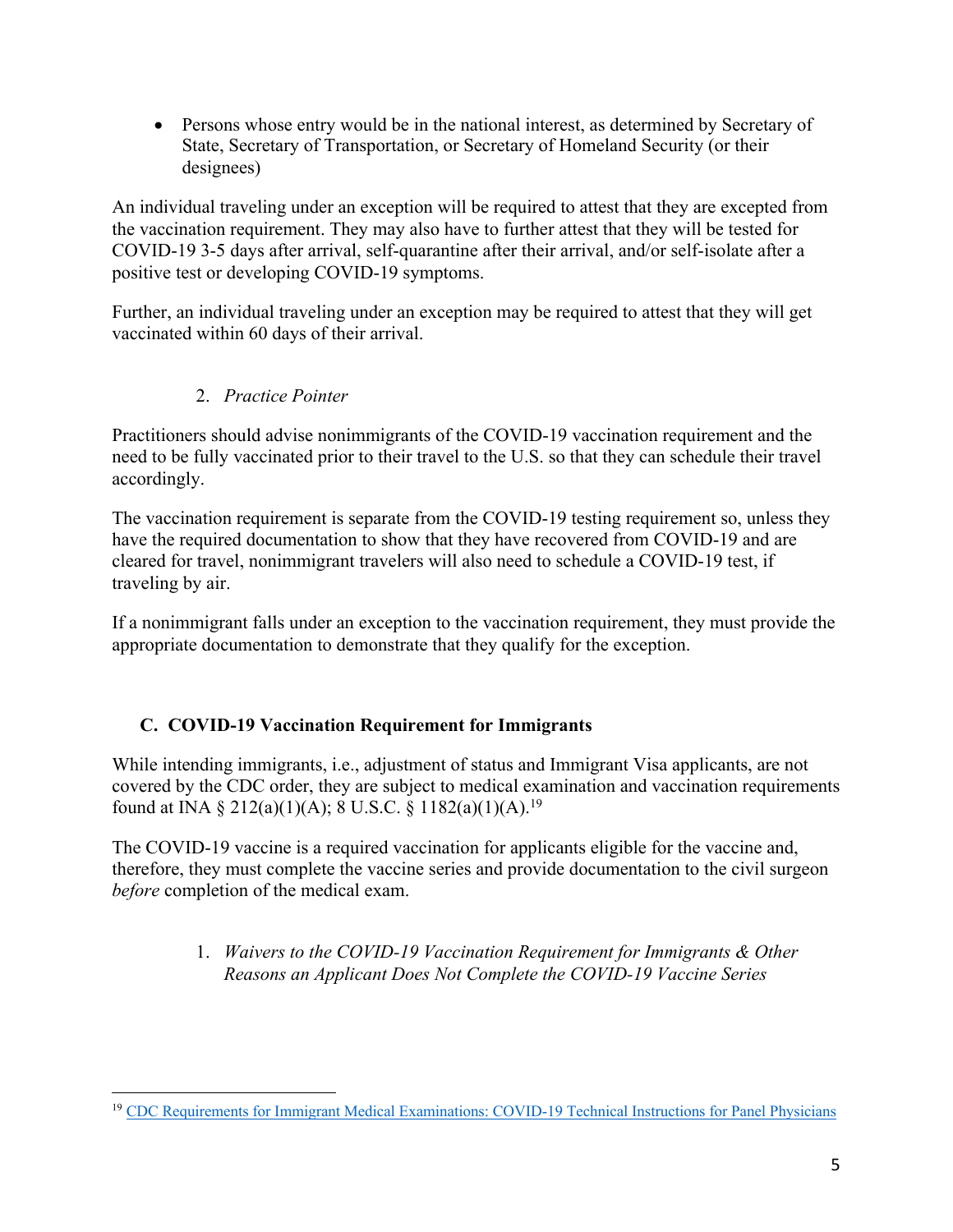- Persons whose entry would be in the national interest, as determined by Secretary of State, Secretary of Transportation, or Secretary of Homeland Security (or their designees)

An individual traveling under an exception will be required to attest that they are excepted from the vaccination requirement. They may also have to further attest that they will be tested for COVID-19 3-5 days after arrival, self-quarantine after their arrival, and/or self-isolate after a positive test or developing COVID-19 symptoms.

Further, an individual traveling under an exception may be required to attest that they will get vaccinated within 60 days of their arrival.

#### 2. *Practice Pointer*

Practitioners should advise nonimmigrants of the COVID-19 vaccination requirement and the need to be fully vaccinated prior to their travel to the U.S. so that they can schedule their travel accordingly.

The vaccination requirement is separate from the COVID-19 testing requirement so, unless they have the required documentation to show that they have recovered from COVID-19 and are cleared for travel, nonimmigrant travelers will also need to schedule a COVID-19 test, if traveling by air.

If a nonimmigrant falls under an exception to the vaccination requirement, they must provide the appropriate documentation to demonstrate that they qualify for the exception.

### C. COVID-19 Vaccination Requirement for Immigrants

While intending immigrants, i.e., adjustment of status and Immigrant Visa applicants, are not covered by the CDC order, they are subject to medical examination and vaccination requirements found at INA § 212(a)(1)(A); 8 U.S.C. § 1182(a)(1)(A).[19]

The COVID-19 vaccine is a required vaccination for applicants eligible for the vaccine and, therefore, they must complete the vaccine series and provide documentation to the civil surgeon *before* completion of the medical exam.

#### 1. *Waivers to the COVID-19 Vaccination Requirement for Immigrants & Other Reasons an Applicant Does Not Complete the COVID-19 Vaccine Series*

---

[19] CDC Requirements for Immigrant Medical Examinations: COVID-19 Technical Instructions for Panel Physicians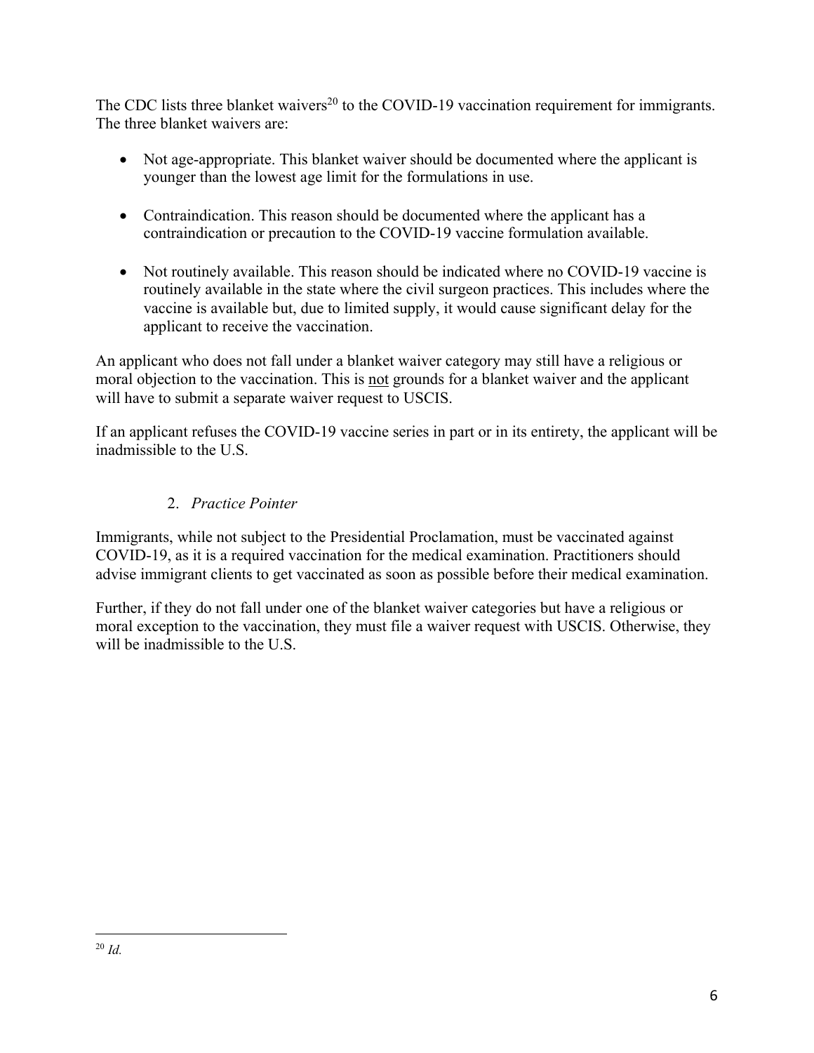The CDC lists three blanket waivers[20] to the COVID-19 vaccination requirement for immigrants. The three blanket waivers are:

- Not age-appropriate. This blanket waiver should be documented where the applicant is younger than the lowest age limit for the formulations in use.
- Contraindication. This reason should be documented where the applicant has a contraindication or precaution to the COVID-19 vaccine formulation available.
- Not routinely available. This reason should be indicated where no COVID-19 vaccine is routinely available in the state where the civil surgeon practices. This includes where the vaccine is available but, due to limited supply, it would cause significant delay for the applicant to receive the vaccination.

An applicant who does not fall under a blanket waiver category may still have a religious or moral objection to the vaccination. This is <u>not</u> grounds for a blanket waiver and the applicant will have to submit a separate waiver request to USCIS.

If an applicant refuses the COVID-19 vaccine series in part or in its entirety, the applicant will be inadmissible to the U.S.

### 2. *Practice Pointer*

Immigrants, while not subject to the Presidential Proclamation, must be vaccinated against COVID-19, as it is a required vaccination for the medical examination. Practitioners should advise immigrant clients to get vaccinated as soon as possible before their medical examination.

Further, if they do not fall under one of the blanket waiver categories but have a religious or moral exception to the vaccination, they must file a waiver request with USCIS. Otherwise, they will be inadmissible to the U.S.

---

[20] *Id.*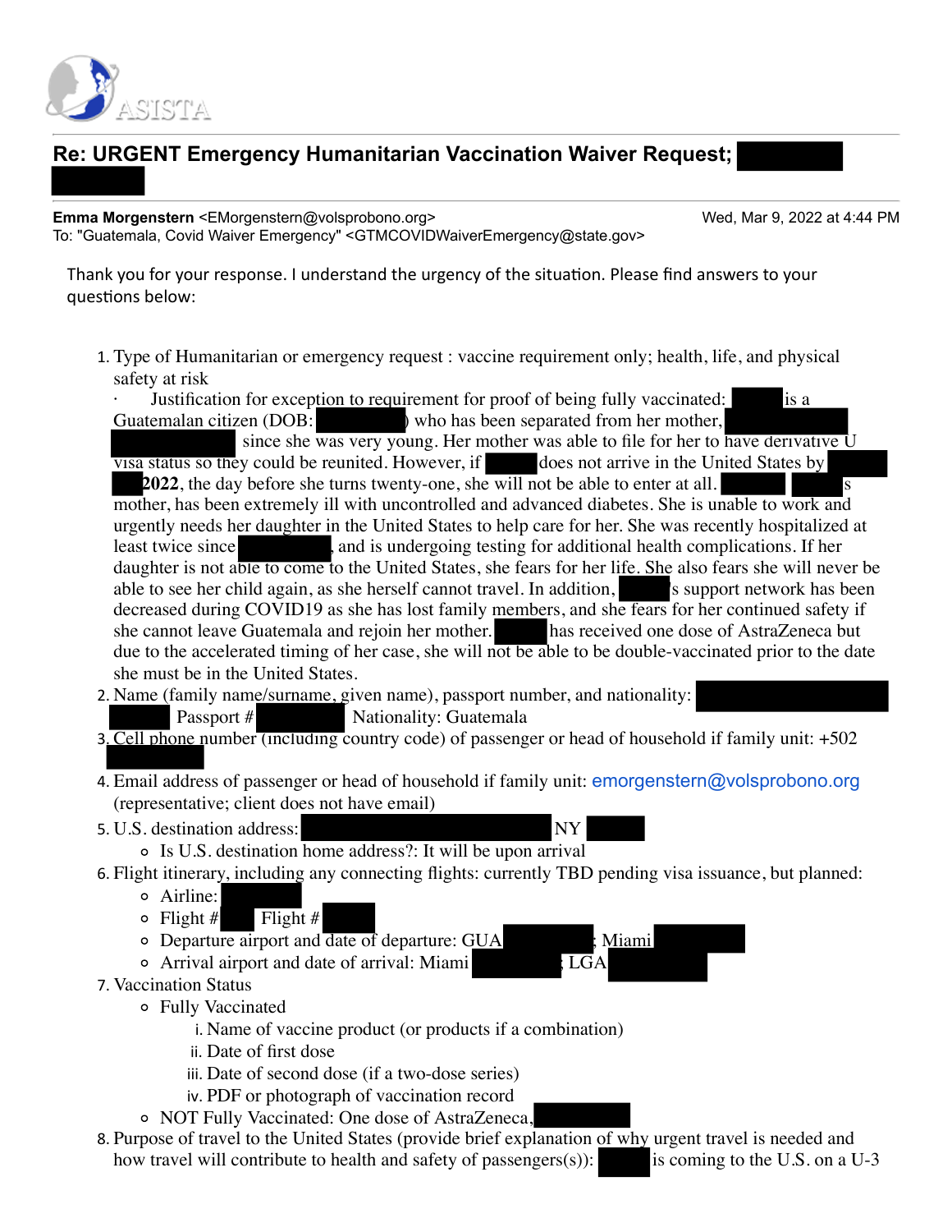ASISTA

## Re: URGENT Emergency Humanitarian Vaccination Waiver Request; [REDACTED]

**Emma Morgenstern** <EMorgenstern@volsprobono.org> Wed, Mar 9, 2022 at 4:44 PM
To: "Guatemala, Covid Waiver Emergency" <GTMCOVIDWaiverEmergency@state.gov>

Thank you for your response. I understand the urgency of the situation. Please find answers to your questions below:

1. Type of Humanitarian or emergency request : vaccine requirement only; health, life, and physical safety at risk
   - Justification for exception to requirement for proof of being fully vaccinated: [REDACTED] is a Guatemalan citizen (DOB: [REDACTED]) who has been separated from her mother, [REDACTED] since she was very young. Her mother was able to file for her to have derivative U visa status so they could be reunited. However, if [REDACTED] does not arrive in the United States by [REDACTED] **2022**, the day before she turns twenty-one, she will not be able to enter at all. [REDACTED]s mother, has been extremely ill with uncontrolled and advanced diabetes. She is unable to work and urgently needs her daughter in the United States to help care for her. She was recently hospitalized at least twice since [REDACTED], and is undergoing testing for additional health complications. If her daughter is not able to come to the United States, she fears for her life. She also fears she will never be able to see her child again, as she herself cannot travel. In addition, [REDACTED]s support network has been decreased during COVID19 as she has lost family members, and she fears for her continued safety if she cannot leave Guatemala and rejoin her mother. [REDACTED] has received one dose of AstraZeneca but due to the accelerated timing of her case, she will not be able to be double-vaccinated prior to the date she must be in the United States.
2. Name (family name/surname, given name), passport number, and nationality: [REDACTED] Passport # [REDACTED] Nationality: Guatemala
3. Cell phone number (including country code) of passenger or head of household if family unit: +502 [REDACTED]
4. Email address of passenger or head of household if family unit: emorgenstern@volsprobono.org (representative; client does not have email)
5. U.S. destination address: [REDACTED] NY [REDACTED]
   - Is U.S. destination home address?: It will be upon arrival
6. Flight itinerary, including any connecting flights: currently TBD pending visa issuance, but planned:
   - Airline: [REDACTED]
   - Flight # [REDACTED] Flight # [REDACTED]
   - Departure airport and date of departure: GUA [REDACTED]; Miami [REDACTED]
   - Arrival airport and date of arrival: Miami [REDACTED]; LGA [REDACTED]
7. Vaccination Status
   - Fully Vaccinated
     1. Name of vaccine product (or products if a combination)
     2. Date of first dose
     3. Date of second dose (if a two-dose series)
     4. PDF or photograph of vaccination record
   - NOT Fully Vaccinated: One dose of AstraZeneca, [REDACTED]
8. Purpose of travel to the United States (provide brief explanation of why urgent travel is needed and how travel will contribute to health and safety of passengers(s)): [REDACTED] is coming to the U.S. on a U-3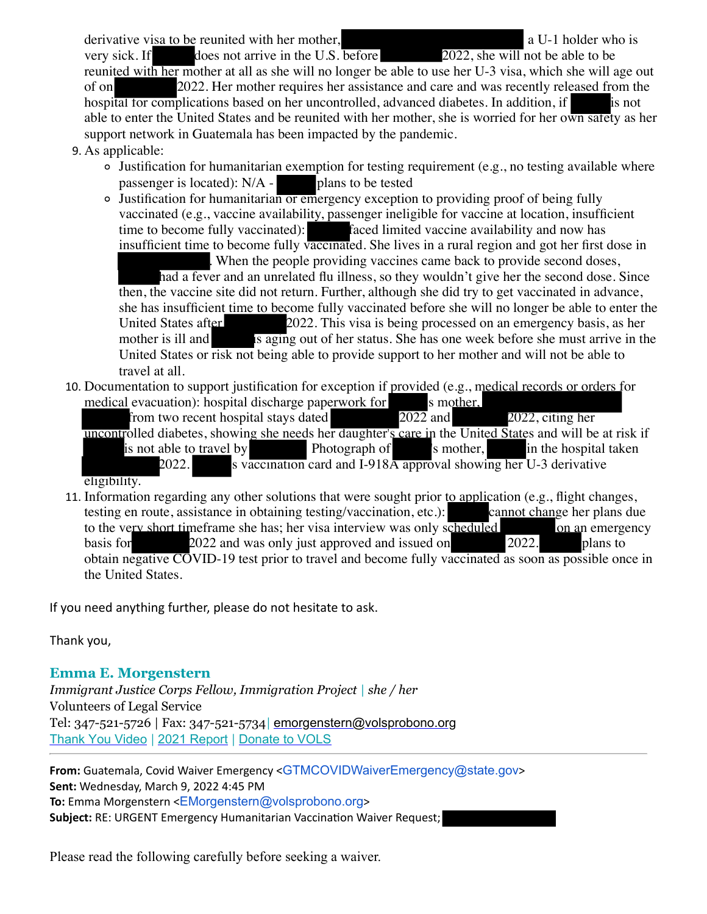derivative visa to be reunited with her mother, [REDACTED] a U-1 holder who is very sick. If [REDACTED] does not arrive in the U.S. before [REDACTED] 2022, she will not be able to be reunited with her mother at all as she will no longer be able to use her U-3 visa, which she will age out of on [REDACTED] 2022. Her mother requires her assistance and care and was recently released from the hospital for complications based on her uncontrolled, advanced diabetes. In addition, if [REDACTED] is not able to enter the United States and be reunited with her mother, she is worried for her own safety as her support network in Guatemala has been impacted by the pandemic.

9. As applicable:
   - Justification for humanitarian exemption for testing requirement (e.g., no testing available where passenger is located): N/A - [REDACTED] plans to be tested
   - Justification for humanitarian or emergency exception to providing proof of being fully vaccinated (e.g., vaccine availability, passenger ineligible for vaccine at location, insufficient time to become fully vaccinated): [REDACTED] faced limited vaccine availability and now has insufficient time to become fully vaccinated. She lives in a rural region and got her first dose in [REDACTED]. When the people providing vaccines came back to provide second doses, [REDACTED] had a fever and an unrelated flu illness, so they wouldn't give her the second dose. Since then, the vaccine site did not return. Further, although she did try to get vaccinated in advance, she has insufficient time to become fully vaccinated before she will no longer be able to enter the United States after [REDACTED] 2022. This visa is being processed on an emergency basis, as her mother is ill and [REDACTED] is aging out of her status. She has one week before she must arrive in the United States or risk not being able to provide support to her mother and will not be able to travel at all.
10. Documentation to support justification for exception if provided (e.g., medical records or orders for medical evacuation): hospital discharge paperwork for [REDACTED]'s mother, [REDACTED] [REDACTED] from two recent hospital stays dated [REDACTED] 2022 and [REDACTED] 2022, citing her uncontrolled diabetes, showing she needs her daughter's care in the United States and will be at risk if [REDACTED] is not able to travel by [REDACTED]. Photograph of [REDACTED]'s mother, [REDACTED] in the hospital taken [REDACTED] 2022. [REDACTED]'s vaccination card and I-918A approval showing her U-3 derivative eligibility.
11. Information regarding any other solutions that were sought prior to application (e.g., flight changes, testing en route, assistance in obtaining testing/vaccination, etc.): [REDACTED] cannot change her plans due to the very short timeframe she has; her visa interview was only scheduled [REDACTED] on an emergency basis for [REDACTED] 2022 and was only just approved and issued on [REDACTED] 2022. [REDACTED] plans to obtain negative COVID-19 test prior to travel and become fully vaccinated as soon as possible once in the United States.

If you need anything further, please do not hesitate to ask.

Thank you,

**Emma E. Morgenstern**
*Immigrant Justice Corps Fellow, Immigration Project* | *she / her*
Volunteers of Legal Service
Tel: 347-521-5726 | Fax: 347-521-5734 | emorgenstern@volsprobono.org
Thank You Video | 2021 Report | Donate to VOLS

---

**From:** Guatemala, Covid Waiver Emergency <GTMCOVIDWaiverEmergency@state.gov>
**Sent:** Wednesday, March 9, 2022 4:45 PM
**To:** Emma Morgenstern <EMorgenstern@volsprobono.org>
**Subject:** RE: URGENT Emergency Humanitarian Vaccination Waiver Request; [REDACTED]

Please read the following carefully before seeking a waiver.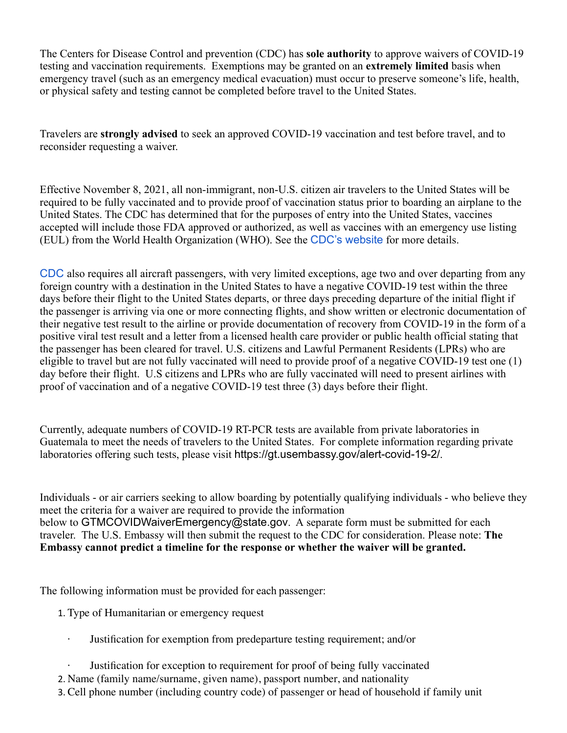The Centers for Disease Control and prevention (CDC) has **sole authority** to approve waivers of COVID-19 testing and vaccination requirements. Exemptions may be granted on an **extremely limited** basis when emergency travel (such as an emergency medical evacuation) must occur to preserve someone's life, health, or physical safety and testing cannot be completed before travel to the United States.

Travelers are **strongly advised** to seek an approved COVID-19 vaccination and test before travel, and to reconsider requesting a waiver.

Effective November 8, 2021, all non-immigrant, non-U.S. citizen air travelers to the United States will be required to be fully vaccinated and to provide proof of vaccination status prior to boarding an airplane to the United States. The CDC has determined that for the purposes of entry into the United States, vaccines accepted will include those FDA approved or authorized, as well as vaccines with an emergency use listing (EUL) from the World Health Organization (WHO). See the CDC's website for more details.

CDC also requires all aircraft passengers, with very limited exceptions, age two and over departing from any foreign country with a destination in the United States to have a negative COVID-19 test within the three days before their flight to the United States departs, or three days preceding departure of the initial flight if the passenger is arriving via one or more connecting flights, and show written or electronic documentation of their negative test result to the airline or provide documentation of recovery from COVID-19 in the form of a positive viral test result and a letter from a licensed health care provider or public health official stating that the passenger has been cleared for travel. U.S. citizens and Lawful Permanent Residents (LPRs) who are eligible to travel but are not fully vaccinated will need to provide proof of a negative COVID-19 test one (1) day before their flight. U.S citizens and LPRs who are fully vaccinated will need to present airlines with proof of vaccination and of a negative COVID-19 test three (3) days before their flight.

Currently, adequate numbers of COVID-19 RT-PCR tests are available from private laboratories in Guatemala to meet the needs of travelers to the United States. For complete information regarding private laboratories offering such tests, please visit https://gt.usembassy.gov/alert-covid-19-2/.

Individuals - or air carriers seeking to allow boarding by potentially qualifying individuals - who believe they meet the criteria for a waiver are required to provide the information below to GTMCOVIDWaiverEmergency@state.gov. A separate form must be submitted for each traveler. The U.S. Embassy will then submit the request to the CDC for consideration. Please note: **The Embassy cannot predict a timeline for the response or whether the waiver will be granted.**

The following information must be provided for each passenger:

1. Type of Humanitarian or emergency request
   - Justification for exemption from predeparture testing requirement; and/or
   - Justification for exception to requirement for proof of being fully vaccinated
2. Name (family name/surname, given name), passport number, and nationality
3. Cell phone number (including country code) of passenger or head of household if family unit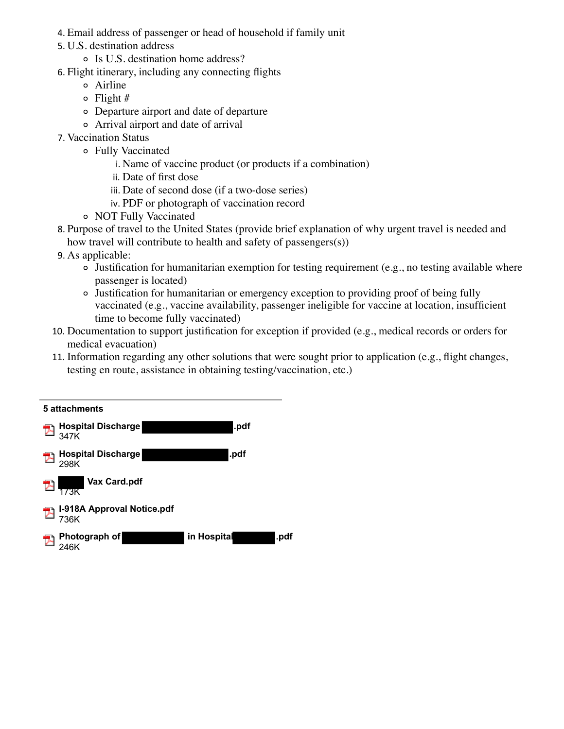4. Email address of passenger or head of household if family unit
5. U.S. destination address
   - Is U.S. destination home address?
6. Flight itinerary, including any connecting flights
   - Airline
   - Flight #
   - Departure airport and date of departure
   - Arrival airport and date of arrival
7. Vaccination Status
   - Fully Vaccinated
      i. Name of vaccine product (or products if a combination)
      ii. Date of first dose
      iii. Date of second dose (if a two-dose series)
      iv. PDF or photograph of vaccination record
   - NOT Fully Vaccinated
8. Purpose of travel to the United States (provide brief explanation of why urgent travel is needed and how travel will contribute to health and safety of passengers(s))
9. As applicable:
   - Justification for humanitarian exemption for testing requirement (e.g., no testing available where passenger is located)
   - Justification for humanitarian or emergency exception to providing proof of being fully vaccinated (e.g., vaccine availability, passenger ineligible for vaccine at location, insufficient time to become fully vaccinated)
10. Documentation to support justification for exception if provided (e.g., medical records or orders for medical evacuation)
11. Information regarding any other solutions that were sought prior to application (e.g., flight changes, testing en route, assistance in obtaining testing/vaccination, etc.)

---

**5 attachments**

**Hospital Discharge [REDACTED].pdf**
347K

**Hospital Discharge [REDACTED].pdf**
298K

**[REDACTED] Vax Card.pdf**
173K

**I-918A Approval Notice.pdf**
736K

**Photograph of [REDACTED] in Hospital [REDACTED].pdf**
246K